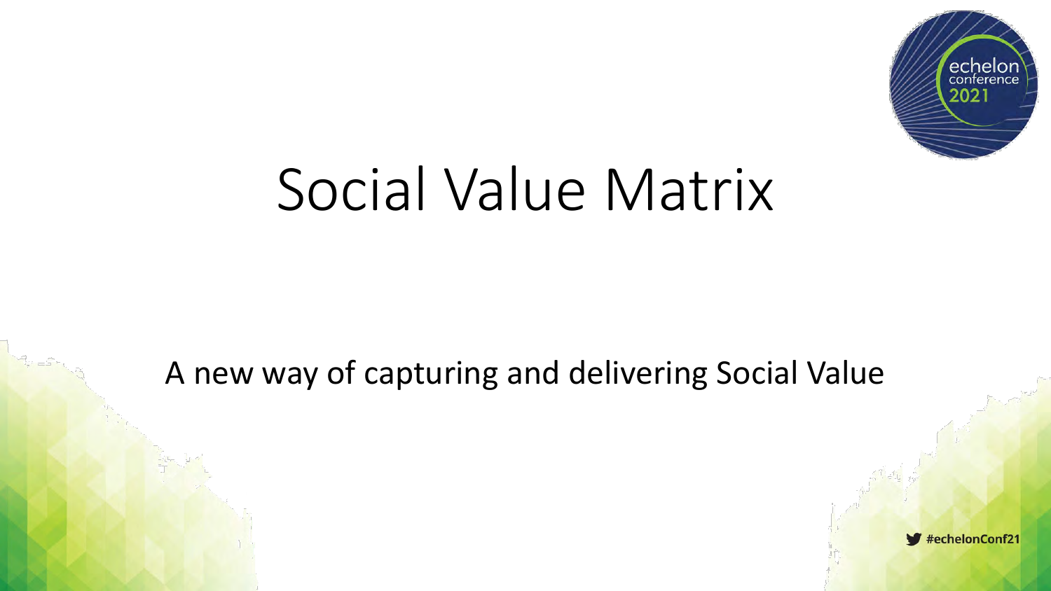# Social Value Matrix

A new way of capturing and delivering Social Value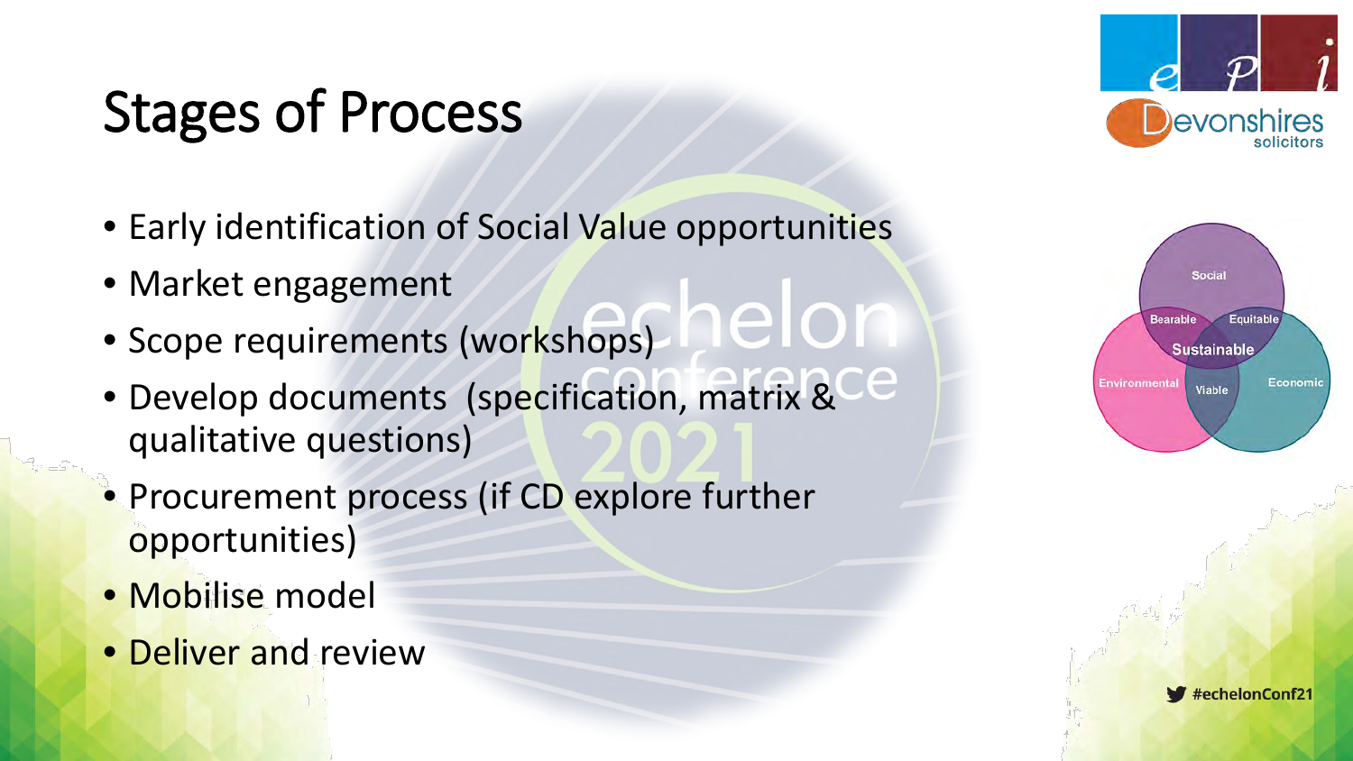# Stages of Process

- Early identification of Social Value opportunities
- Market engagement
- Scope requirements (workshops)
- Develop documents (specification, matrix & qualitative questions)
- Procurement process (if CD explore further opportunities)
- Mobilise model
- Deliver and review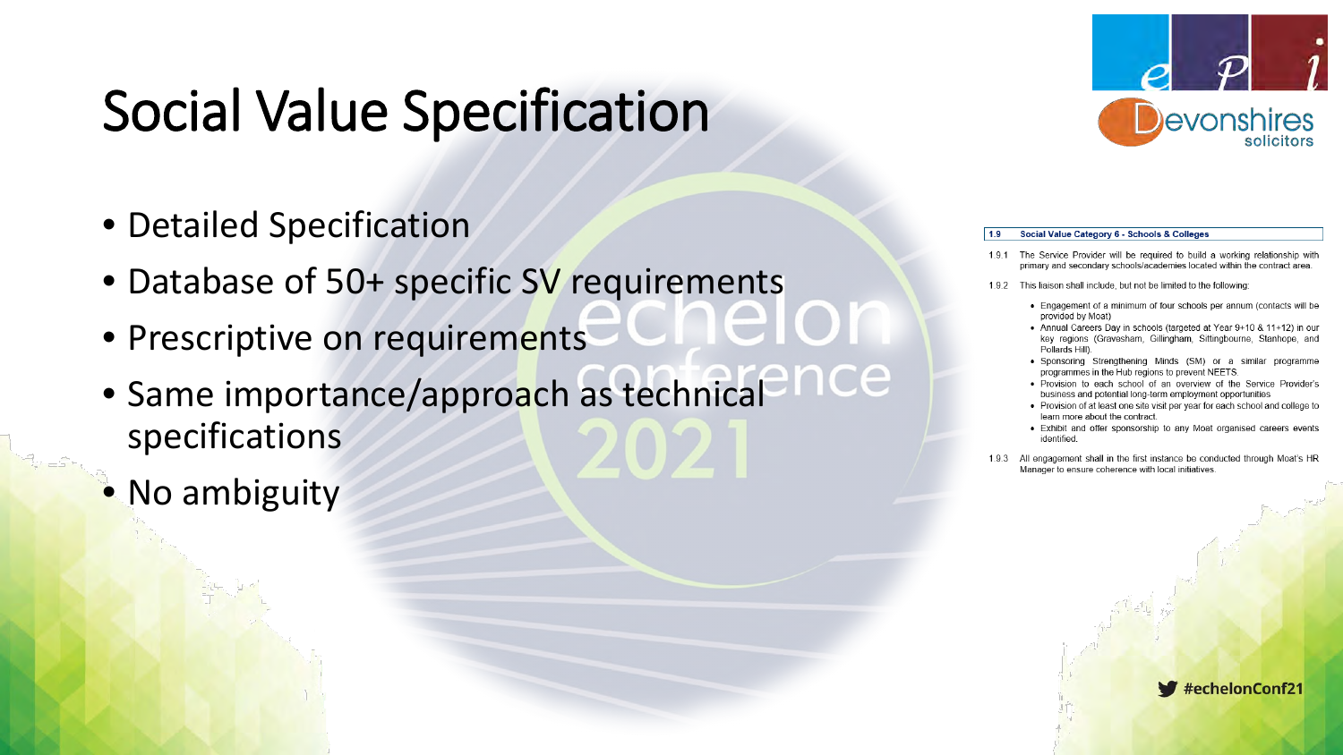# Social Value Specification

- Detailed Specification
- Database of 50+ specific SV requirements
- Prescriptive on requirements
- Same importance/approach as technical specifications
- No ambiguity

**1.9 Social Value Category 6 - Schools & Colleges**

1.9.1 The Service Provider will be required to build a working relationship with primary and secondary schools/academies located within the contract area.

1.9.2 This liaison shall include, but not be limited to the following:

- Engagement of a minimum of four schools per annum (contacts will be provided by Moat)
- Annual Careers Day in schools (targeted at Year 9+10 & 11+12) in our key regions (Gravesham, Gillingham, Sittingbourne, Stanhope, and Pollards Hill).
- Sponsoring Strengthening Minds (SM) or a similar programme programmes in the Hub regions to prevent NEETS.
- Provision to each school of an overview of the Service Provider's business and potential long-term employment opportunities
- Provision of at least one site visit per year for each school and college to learn more about the contract.
- Exhibit and offer sponsorship to any Moat organised careers events identified.

1.9.3 All engagement shall in the first instance be conducted through Moat's HR Manager to ensure coherence with local initiatives.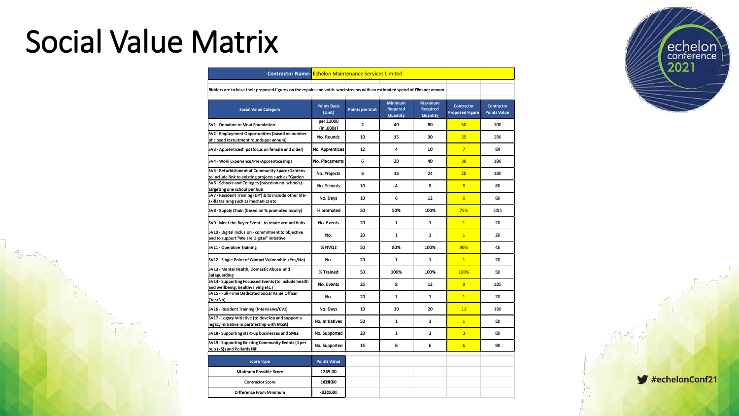# Social Value Matrix

| Contractor Name: | Echelon Maintenance Services Limited | | | | | |
|---|---|---|---|---|---|---|
| Bidders are to base their proposed figures on the repairs and voids workstreams with an estimated spend of £8m per annum. | | | | | | |
| **Social Value Category** | **Points Basis (Unit)** | **Points per Unit** | **Minimum Required Quantity** | **Maximum Required Quantity** | **Contractor Proposed Figure** | **Contractor Points Value** |
| SV1 - Donation to Moat Foundation | per £1000 (in ,000s) | 2 | 40 | 80 | 50 | 100 |
| SV2 - Employment Opportunities (based on number of closed recruitment rounds per annum) | No. Rounds | 10 | 15 | 30 | 25 | 250 |
| SV3 - Apprenticeships (focus on female and older) | No. Apprentices | 12 | 4 | 10 | 7 | 84 |
| SV4 - Work Experience/Pre-Apprenticeships | No. Placements | 6 | 20 | 40 | 30 | 180 |
| SV5 - Refurbishment of Community Space/Gardens - to include link to existing projects such as "Garden | No. Projects | 6 | 16 | 24 | 20 | 120 |
| SV6 - Schools and Colleges (based on no. schools) - targeting one school per hub | No. Schools | 10 | 4 | 8 | 8 | 80 |
| SV7 - Resident Training (DIY) & to include other life-skills training such as mechanics etc | No. Days | 10 | 6 | 12 | 6 | 60 |
| SV8 - Supply Chain (based on % promoted locally) | % promoted | 50 | 50% | 100% | 75% | 37.5 |
| SV9 - Meet the Buyer Event - to rotate around Hubs | No. Events | 20 | 1 | 1 | 1 | 20 |
| SV10 - Digital Inclusion - commitment to objective and to support "We are Digital" initiative | No. | 20 | 1 | 1 | 1 | 20 |
| SV11 - Operative Training | % NVQ2 | 50 | 80% | 100% | 90% | 45 |
| SV12 - Single Point of Contact Vulnerable (Yes/No) | No. | 20 | 1 | 1 | 1 | 20 |
| SV13 - Mental Health, Domestic Abuse and Safeguarding | % Trained | 50 | 100% | 100% | 100% | 50 |
| SV14 - Supporting Focussed Events (to include health and wellbeing, healthy living etc.) | No. Events | 25 | 8 | 12 | 9 | 225 |
| SV15 - Full-Time Dedicated Social Value Officer (Yes/No) | No. | 20 | 1 | 1 | 1 | 20 |
| SV16 - Resident Training (Interviews/CVs) | No. Days | 10 | 10 | 20 | 11 | 110 |
| SV17 - Legacy Initiative (to develop and support a legacy initiative in partnership with Moat) | No. Initiatives | 50 | 1 | 1 | 1 | 50 |
| SV18 - Supporting start-up businesses and SMEs | No. Supported | 20 | 1 | 3 | 3 | 60 |
| SV19 - Supporting Existing Community Events (1 per hub (x5)) and Pollards Hill | No. Supported | 15 | 6 | 6 | 6 | 90 |

| Score Type | Points Value |
|---|---|
| Minimum Possible Score | 1249.00 |
| Contractor Score | 1621.50 |
| Difference From Minimum | -372.50 |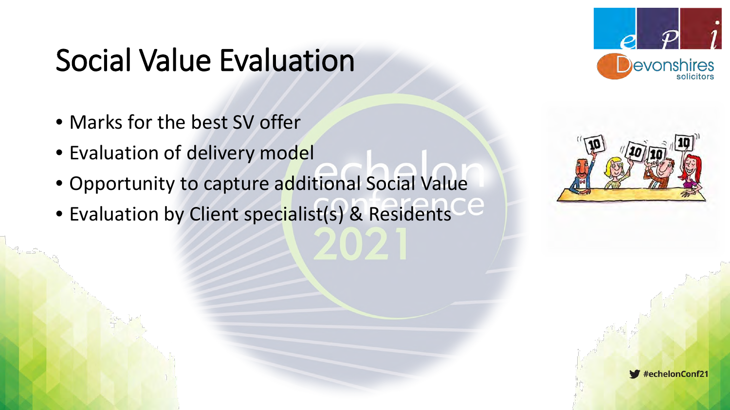# Social Value Evaluation

- Marks for the best SV offer
- Evaluation of delivery model
- Opportunity to capture additional Social Value
- Evaluation by Client specialist(s) & Residents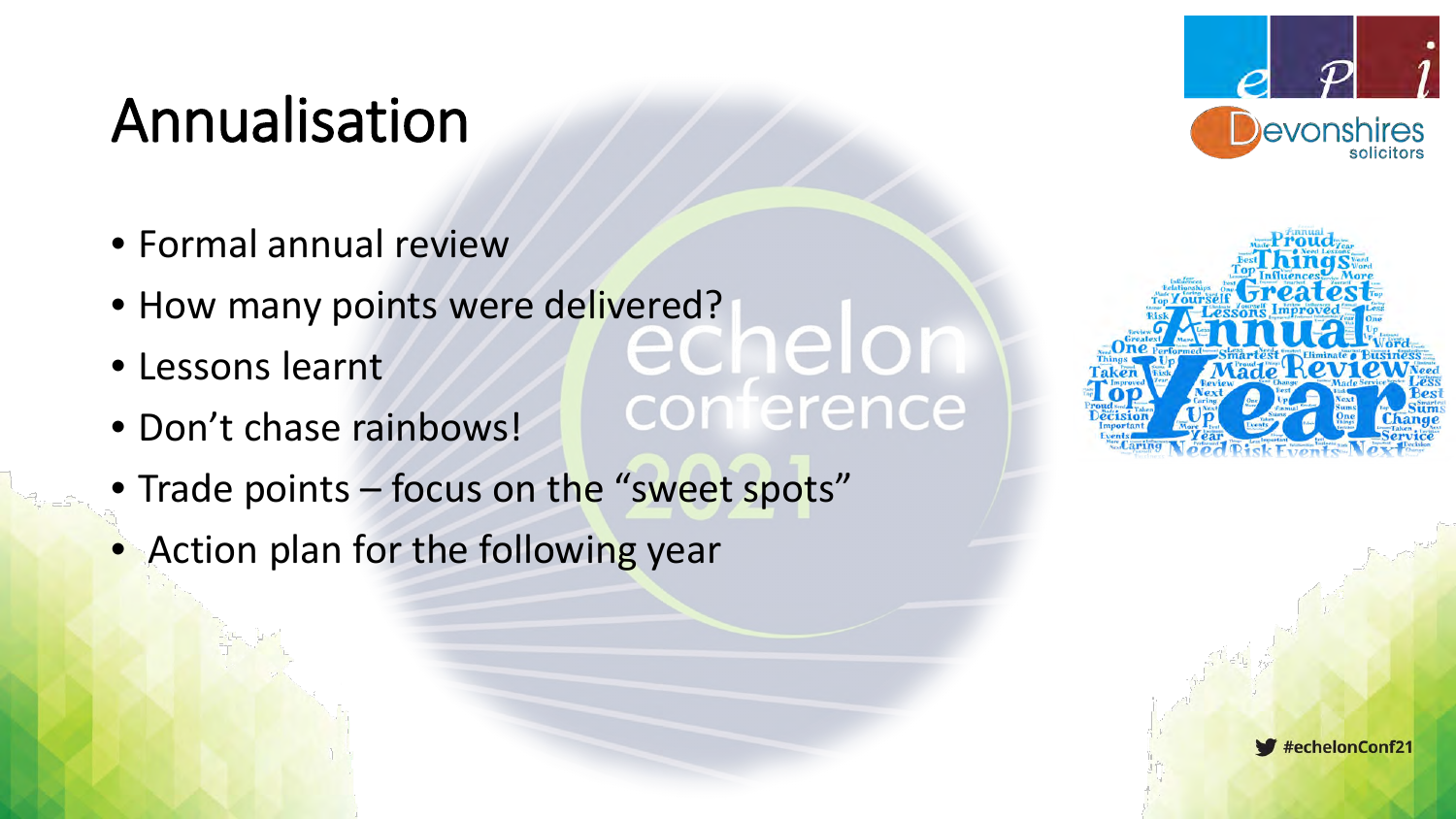# Annualisation

- Formal annual review
- How many points were delivered?
- Lessons learnt
- Don't chase rainbows!
- Trade points – focus on the "sweet spots"
- Action plan for the following year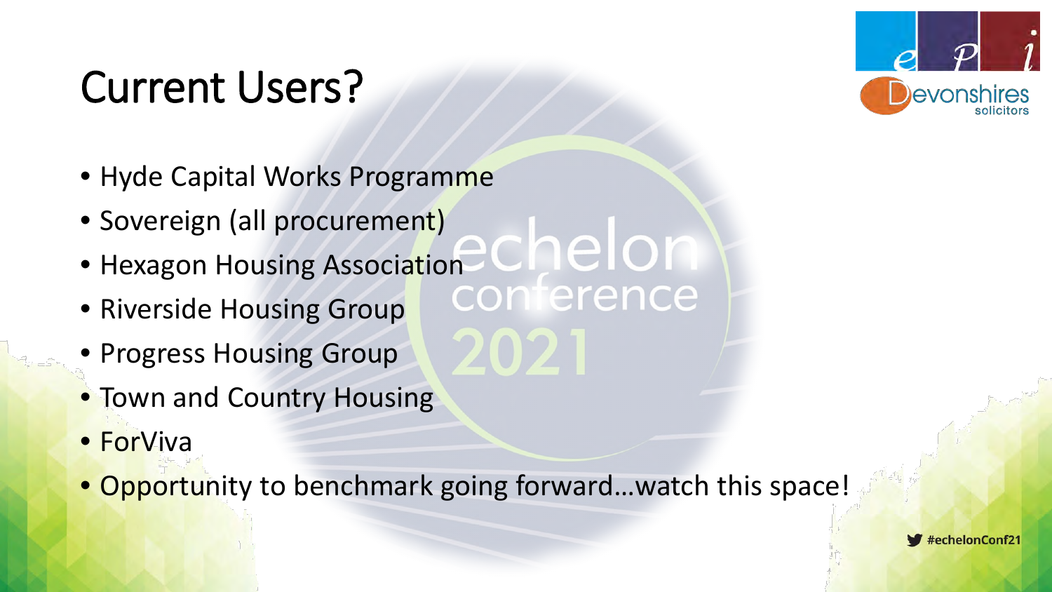# Current Users?

- Hyde Capital Works Programme
- Sovereign (all procurement)
- Hexagon Housing Association
- Riverside Housing Group
- Progress Housing Group
- Town and Country Housing
- ForViva
- Opportunity to benchmark going forward…watch this space!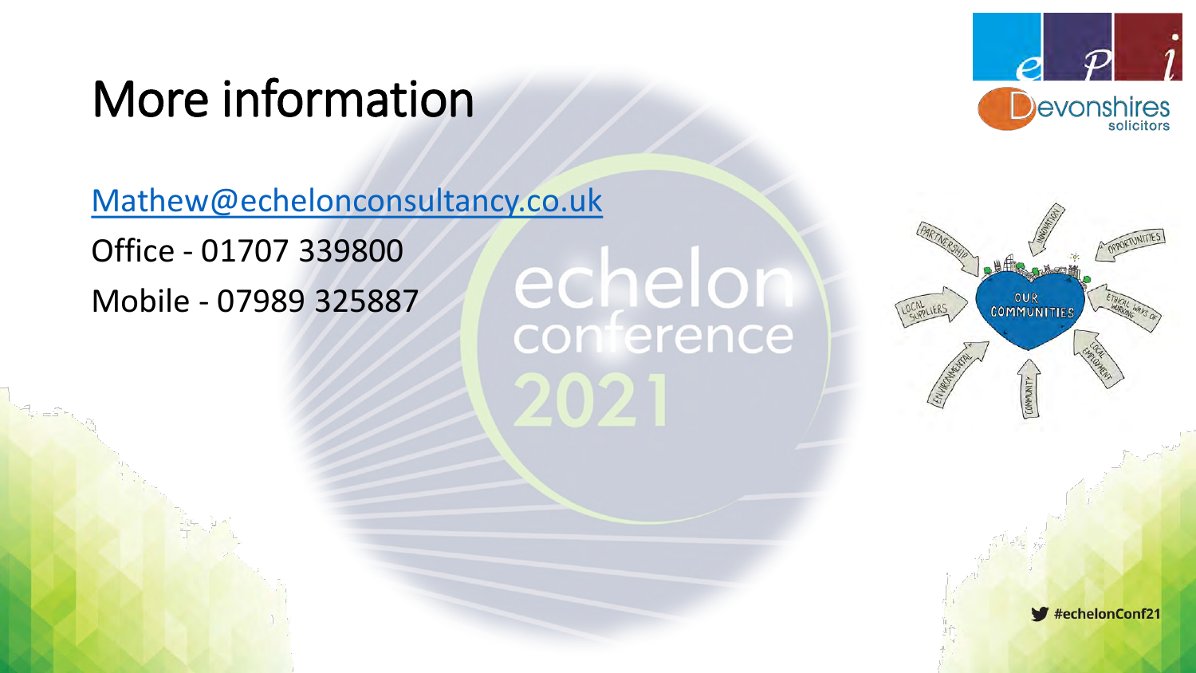# More information

Mathew@echelonconsultancy.co.uk

Office - 01707 339800

Mobile - 07989 325887